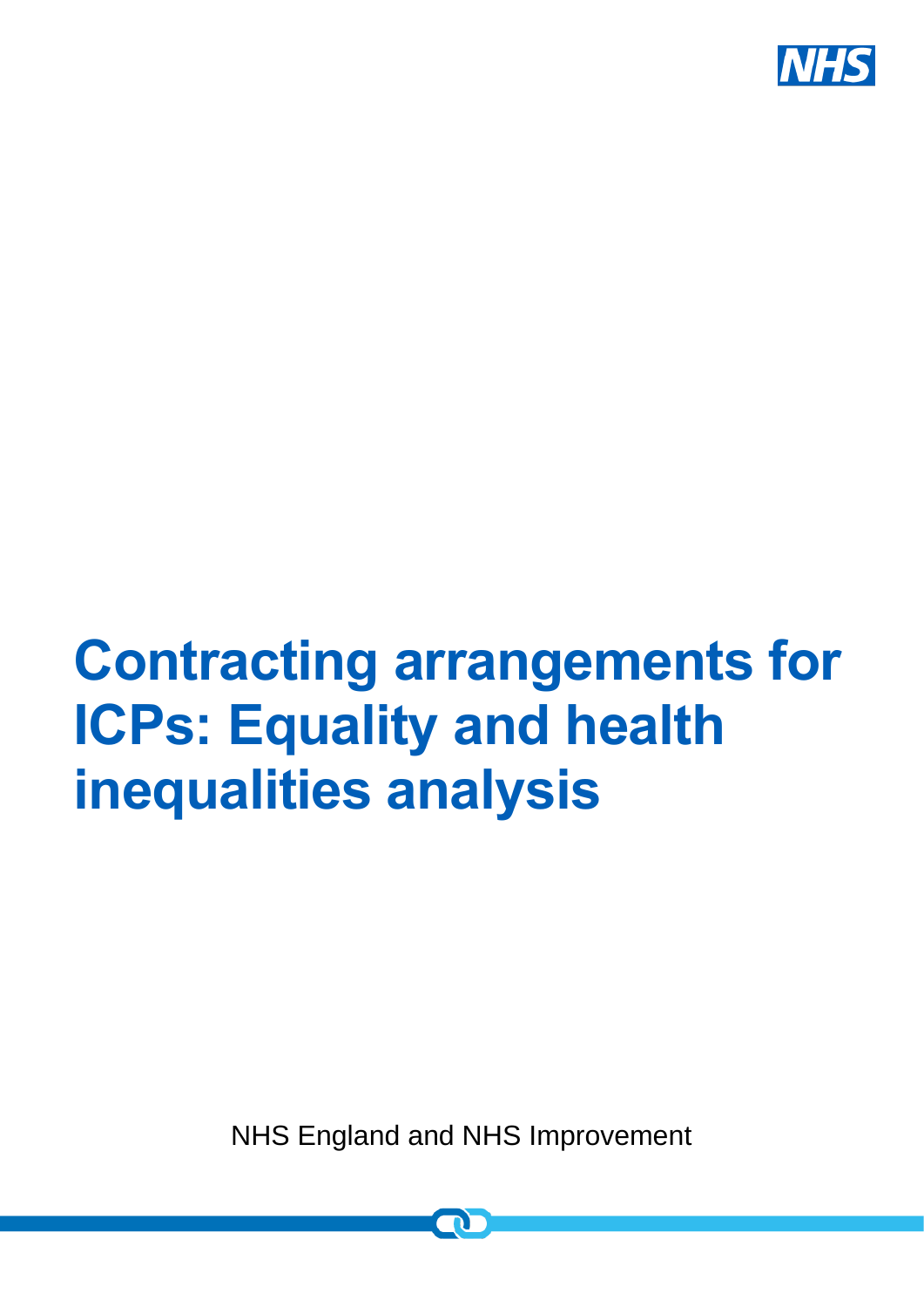# Contracting arrangements for ICPs: Equality and health inequalities analysis

NHS England and NHS Improvement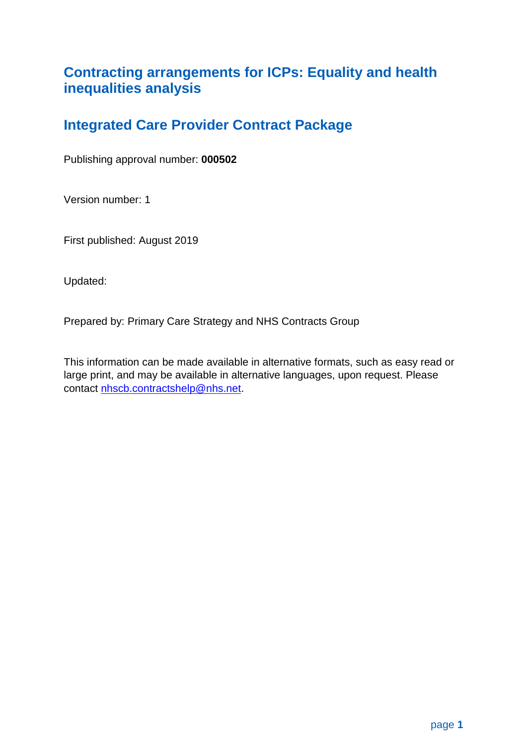# Contracting arrangements for ICPs: Equality and health inequalities analysis

## Integrated Care Provider Contract Package

Publishing approval number: **000502**

Version number: 1

First published: August 2019

Updated:

Prepared by: Primary Care Strategy and NHS Contracts Group

This information can be made available in alternative formats, such as easy read or large print, and may be available in alternative languages, upon request. Please contact nhscb.contractshelp@nhs.net.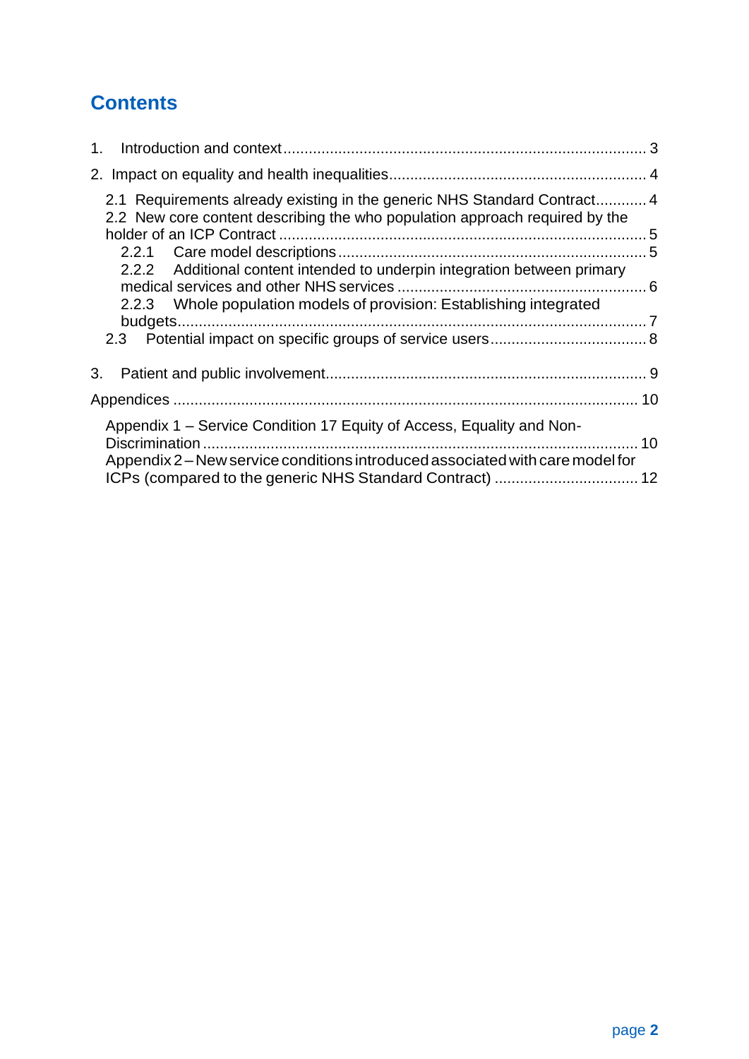# Contents

1. Introduction and context ..... 3

2. Impact on equality and health inequalities ..... 4

   2.1 Requirements already existing in the generic NHS Standard Contract ..... 4

   2.2 New core content describing the who population approach required by the holder of an ICP Contract ..... 5

      2.2.1 Care model descriptions ..... 5

      2.2.2 Additional content intended to underpin integration between primary medical services and other NHS services ..... 6

      2.2.3 Whole population models of provision: Establishing integrated budgets ..... 7

   2.3 Potential impact on specific groups of service users ..... 8

3. Patient and public involvement ..... 9

Appendices ..... 10

   Appendix 1 – Service Condition 17 Equity of Access, Equality and Non-Discrimination ..... 10

   Appendix 2 – New service conditions introduced associated with care model for ICPs (compared to the generic NHS Standard Contract) ..... 12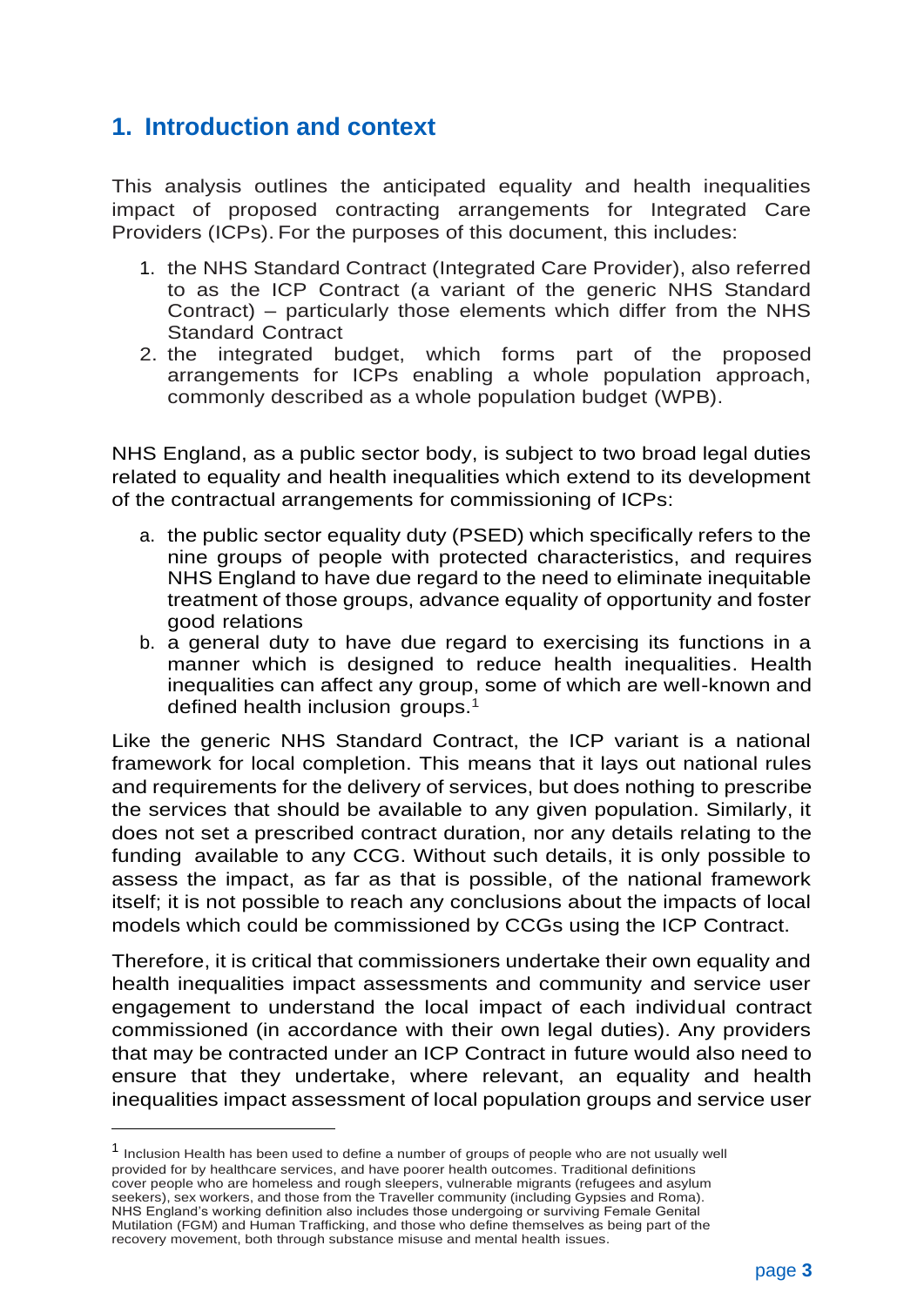## 1. Introduction and context

This analysis outlines the anticipated equality and health inequalities impact of proposed contracting arrangements for Integrated Care Providers (ICPs). For the purposes of this document, this includes:

1. the NHS Standard Contract (Integrated Care Provider), also referred to as the ICP Contract (a variant of the generic NHS Standard Contract) – particularly those elements which differ from the NHS Standard Contract
2. the integrated budget, which forms part of the proposed arrangements for ICPs enabling a whole population approach, commonly described as a whole population budget (WPB).

NHS England, as a public sector body, is subject to two broad legal duties related to equality and health inequalities which extend to its development of the contractual arrangements for commissioning of ICPs:

a. the public sector equality duty (PSED) which specifically refers to the nine groups of people with protected characteristics, and requires NHS England to have due regard to the need to eliminate inequitable treatment of those groups, advance equality of opportunity and foster good relations
b. a general duty to have due regard to exercising its functions in a manner which is designed to reduce health inequalities. Health inequalities can affect any group, some of which are well-known and defined health inclusion groups.[1]

Like the generic NHS Standard Contract, the ICP variant is a national framework for local completion. This means that it lays out national rules and requirements for the delivery of services, but does nothing to prescribe the services that should be available to any given population. Similarly, it does not set a prescribed contract duration, nor any details relating to the funding available to any CCG. Without such details, it is only possible to assess the impact, as far as that is possible, of the national framework itself; it is not possible to reach any conclusions about the impacts of local models which could be commissioned by CCGs using the ICP Contract.

Therefore, it is critical that commissioners undertake their own equality and health inequalities impact assessments and community and service user engagement to understand the local impact of each individual contract commissioned (in accordance with their own legal duties). Any providers that may be contracted under an ICP Contract in future would also need to ensure that they undertake, where relevant, an equality and health inequalities impact assessment of local population groups and service user

[1] Inclusion Health has been used to define a number of groups of people who are not usually well provided for by healthcare services, and have poorer health outcomes. Traditional definitions cover people who are homeless and rough sleepers, vulnerable migrants (refugees and asylum seekers), sex workers, and those from the Traveller community (including Gypsies and Roma). NHS England's working definition also includes those undergoing or surviving Female Genital Mutilation (FGM) and Human Trafficking, and those who define themselves as being part of the recovery movement, both through substance misuse and mental health issues.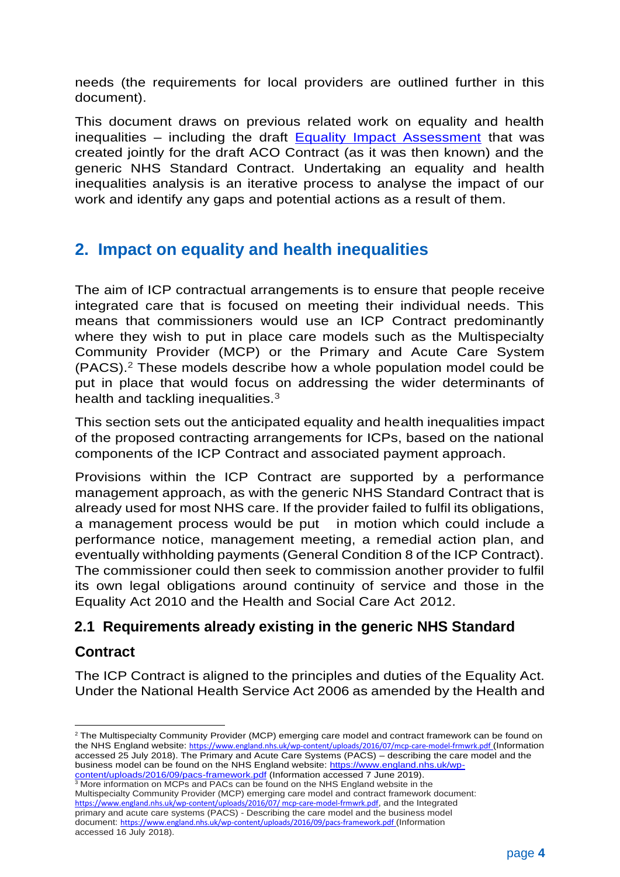needs (the requirements for local providers are outlined further in this document).

This document draws on previous related work on equality and health inequalities – including the draft [Equality Impact Assessment](#) that was created jointly for the draft ACO Contract (as it was then known) and the generic NHS Standard Contract. Undertaking an equality and health inequalities analysis is an iterative process to analyse the impact of our work and identify any gaps and potential actions as a result of them.

## 2. Impact on equality and health inequalities

The aim of ICP contractual arrangements is to ensure that people receive integrated care that is focused on meeting their individual needs. This means that commissioners would use an ICP Contract predominantly where they wish to put in place care models such as the Multispecialty Community Provider (MCP) or the Primary and Acute Care System (PACS).[2] These models describe how a whole population model could be put in place that would focus on addressing the wider determinants of health and tackling inequalities.[3]

This section sets out the anticipated equality and health inequalities impact of the proposed contracting arrangements for ICPs, based on the national components of the ICP Contract and associated payment approach.

Provisions within the ICP Contract are supported by a performance management approach, as with the generic NHS Standard Contract that is already used for most NHS care. If the provider failed to fulfil its obligations, a management process would be put in motion which could include a performance notice, management meeting, a remedial action plan, and eventually withholding payments (General Condition 8 of the ICP Contract). The commissioner could then seek to commission another provider to fulfil its own legal obligations around continuity of service and those in the Equality Act 2010 and the Health and Social Care Act 2012.

### 2.1 Requirements already existing in the generic NHS Standard Contract

The ICP Contract is aligned to the principles and duties of the Equality Act. Under the National Health Service Act 2006 as amended by the Health and

---

[2] The Multispecialty Community Provider (MCP) emerging care model and contract framework can be found on the NHS England website: https://www.england.nhs.uk/wp-content/uploads/2016/07/mcp-care-model-frmwrk.pdf (Information accessed 25 July 2018). The Primary and Acute Care Systems (PACS) – describing the care model and the business model can be found on the NHS England website: https://www.england.nhs.uk/wp-content/uploads/2016/09/pacs-framework.pdf (Information accessed 7 June 2019).

[3] More information on MCPs and PACs can be found on the NHS England website in the Multispecialty Community Provider (MCP) emerging care model and contract framework document: https://www.england.nhs.uk/wp-content/uploads/2016/07/ mcp-care-model-frmwrk.pdf, and the Integrated primary and acute care systems (PACS) - Describing the care model and the business model document: https://www.england.nhs.uk/wp-content/uploads/2016/09/pacs-framework.pdf (Information accessed 16 July 2018).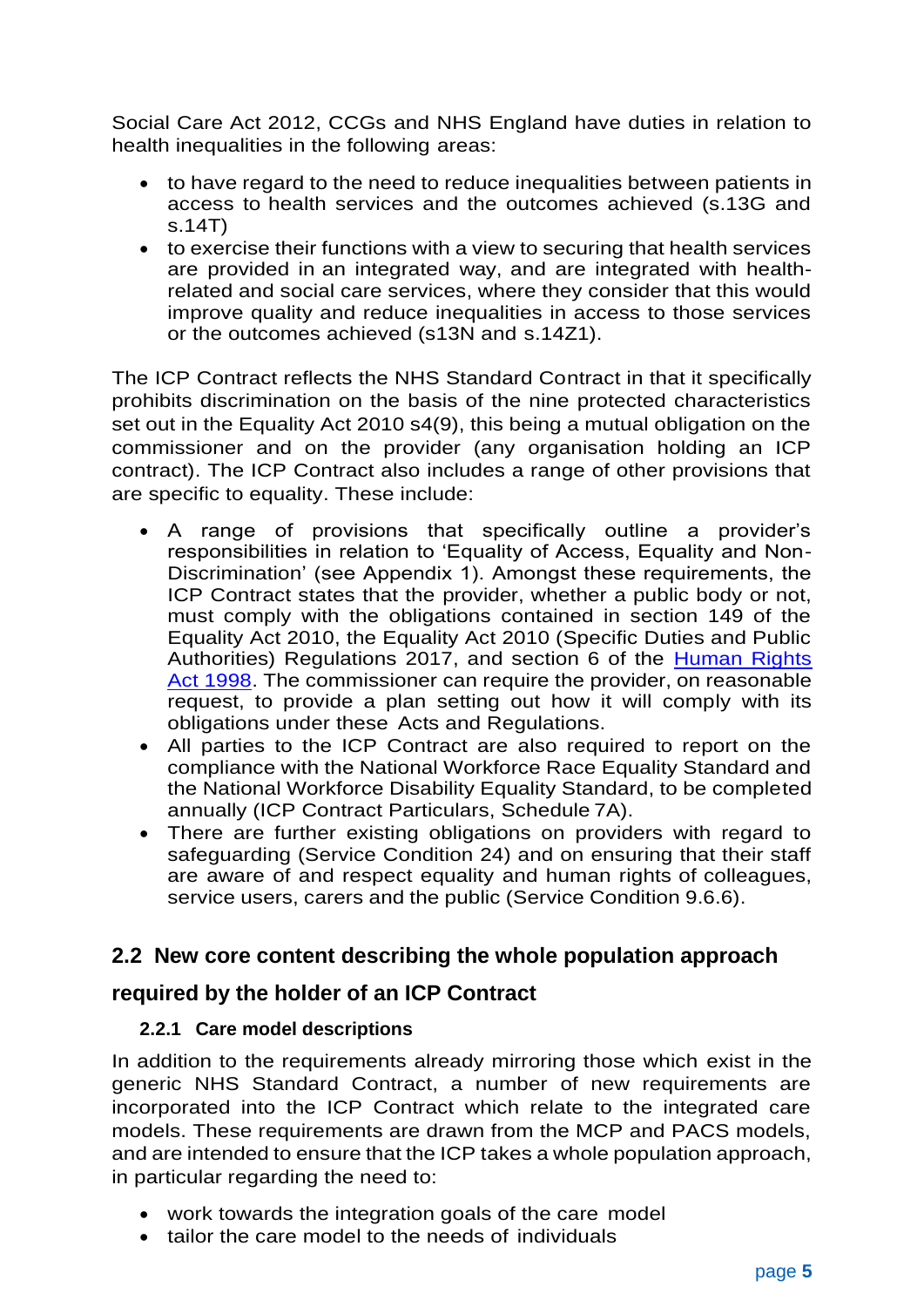Social Care Act 2012, CCGs and NHS England have duties in relation to health inequalities in the following areas:

- to have regard to the need to reduce inequalities between patients in access to health services and the outcomes achieved (s.13G and s.14T)
- to exercise their functions with a view to securing that health services are provided in an integrated way, and are integrated with health-related and social care services, where they consider that this would improve quality and reduce inequalities in access to those services or the outcomes achieved (s13N and s.14Z1).

The ICP Contract reflects the NHS Standard Contract in that it specifically prohibits discrimination on the basis of the nine protected characteristics set out in the Equality Act 2010 s4(9), this being a mutual obligation on the commissioner and on the provider (any organisation holding an ICP contract). The ICP Contract also includes a range of other provisions that are specific to equality. These include:

- A range of provisions that specifically outline a provider's responsibilities in relation to 'Equality of Access, Equality and Non-Discrimination' (see Appendix 1). Amongst these requirements, the ICP Contract states that the provider, whether a public body or not, must comply with the obligations contained in section 149 of the Equality Act 2010, the Equality Act 2010 (Specific Duties and Public Authorities) Regulations 2017, and section 6 of the Human Rights Act 1998. The commissioner can require the provider, on reasonable request, to provide a plan setting out how it will comply with its obligations under these Acts and Regulations.
- All parties to the ICP Contract are also required to report on the compliance with the National Workforce Race Equality Standard and the National Workforce Disability Equality Standard, to be completed annually (ICP Contract Particulars, Schedule 7A).
- There are further existing obligations on providers with regard to safeguarding (Service Condition 24) and on ensuring that their staff are aware of and respect equality and human rights of colleagues, service users, carers and the public (Service Condition 9.6.6).

## 2.2 New core content describing the whole population approach required by the holder of an ICP Contract

### 2.2.1 Care model descriptions

In addition to the requirements already mirroring those which exist in the generic NHS Standard Contract, a number of new requirements are incorporated into the ICP Contract which relate to the integrated care models. These requirements are drawn from the MCP and PACS models, and are intended to ensure that the ICP takes a whole population approach, in particular regarding the need to:

- work towards the integration goals of the care model
- tailor the care model to the needs of individuals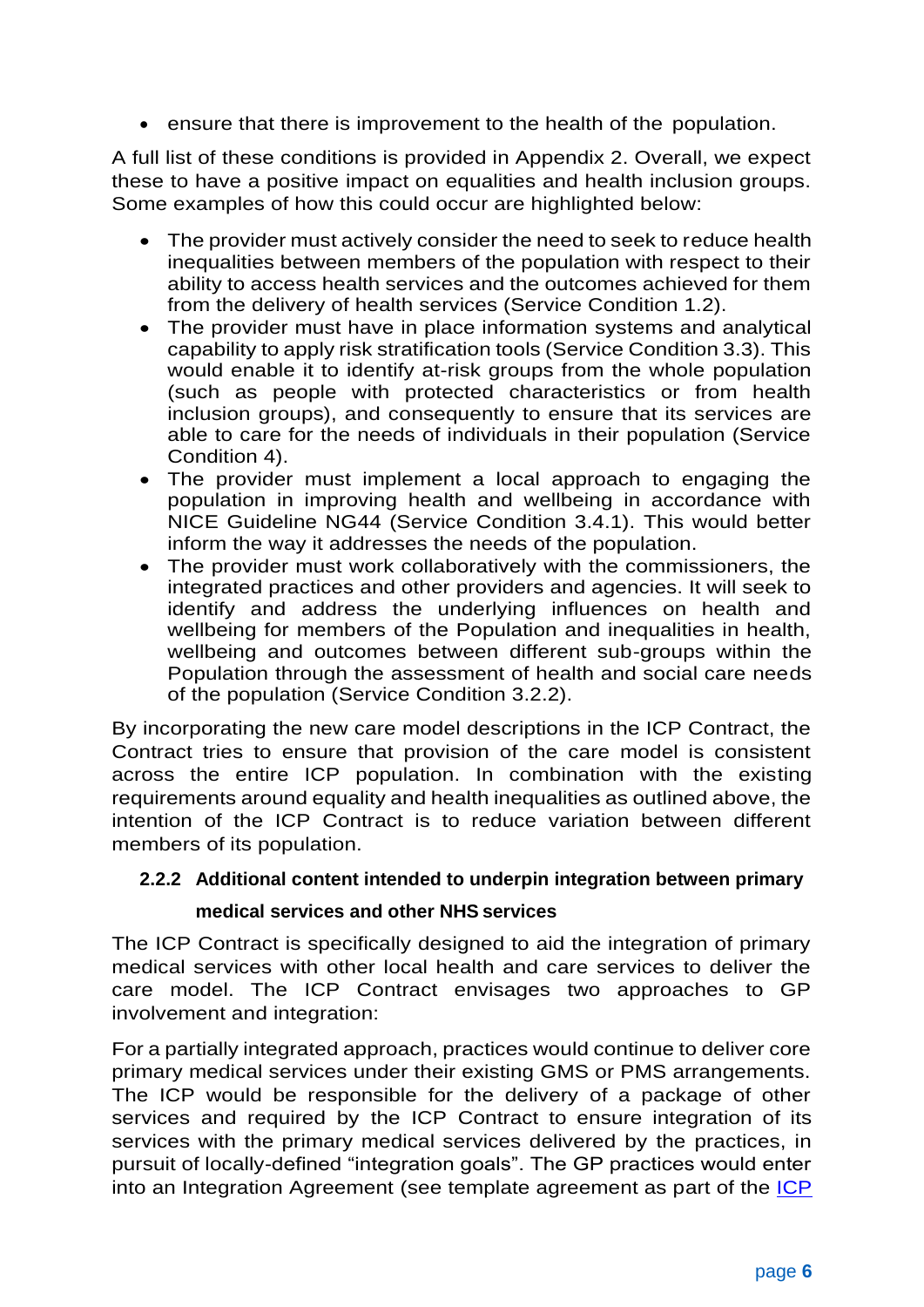- ensure that there is improvement to the health of the population.

A full list of these conditions is provided in Appendix 2. Overall, we expect these to have a positive impact on equalities and health inclusion groups. Some examples of how this could occur are highlighted below:

- The provider must actively consider the need to seek to reduce health inequalities between members of the population with respect to their ability to access health services and the outcomes achieved for them from the delivery of health services (Service Condition 1.2).
- The provider must have in place information systems and analytical capability to apply risk stratification tools (Service Condition 3.3). This would enable it to identify at-risk groups from the whole population (such as people with protected characteristics or from health inclusion groups), and consequently to ensure that its services are able to care for the needs of individuals in their population (Service Condition 4).
- The provider must implement a local approach to engaging the population in improving health and wellbeing in accordance with NICE Guideline NG44 (Service Condition 3.4.1). This would better inform the way it addresses the needs of the population.
- The provider must work collaboratively with the commissioners, the integrated practices and other providers and agencies. It will seek to identify and address the underlying influences on health and wellbeing for members of the Population and inequalities in health, wellbeing and outcomes between different sub-groups within the Population through the assessment of health and social care needs of the population (Service Condition 3.2.2).

By incorporating the new care model descriptions in the ICP Contract, the Contract tries to ensure that provision of the care model is consistent across the entire ICP population. In combination with the existing requirements around equality and health inequalities as outlined above, the intention of the ICP Contract is to reduce variation between different members of its population.

### 2.2.2 Additional content intended to underpin integration between primary medical services and other NHS services

The ICP Contract is specifically designed to aid the integration of primary medical services with other local health and care services to deliver the care model. The ICP Contract envisages two approaches to GP involvement and integration:

For a partially integrated approach, practices would continue to deliver core primary medical services under their existing GMS or PMS arrangements. The ICP would be responsible for the delivery of a package of other services and required by the ICP Contract to ensure integration of its services with the primary medical services delivered by the practices, in pursuit of locally-defined "integration goals". The GP practices would enter into an Integration Agreement (see template agreement as part of the ICP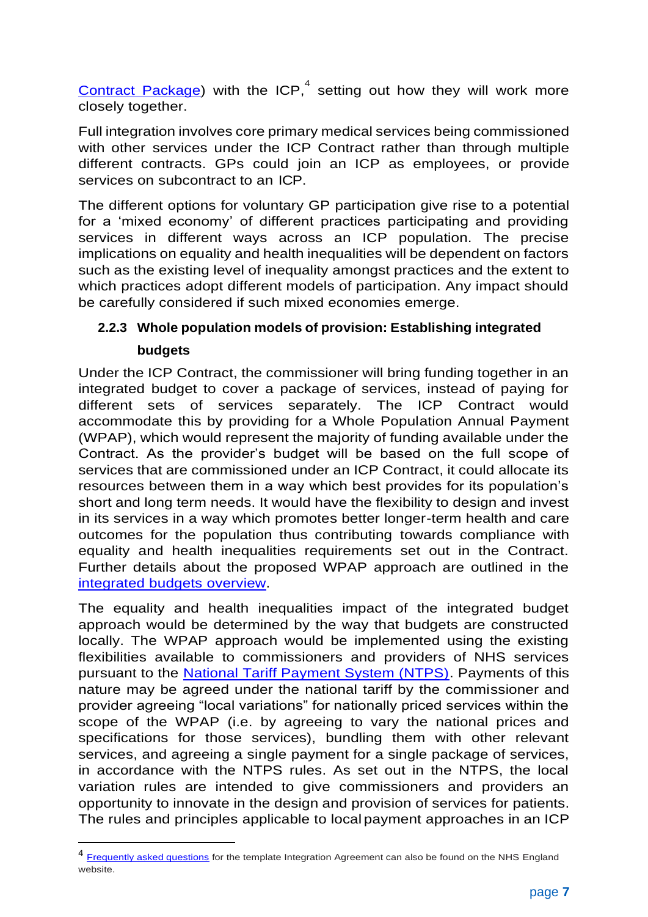[Contract Package](#)) with the ICP,[4] setting out how they will work more closely together.

Full integration involves core primary medical services being commissioned with other services under the ICP Contract rather than through multiple different contracts. GPs could join an ICP as employees, or provide services on subcontract to an ICP.

The different options for voluntary GP participation give rise to a potential for a 'mixed economy' of different practices participating and providing services in different ways across an ICP population. The precise implications on equality and health inequalities will be dependent on factors such as the existing level of inequality amongst practices and the extent to which practices adopt different models of participation. Any impact should be carefully considered if such mixed economies emerge.

#### 2.2.3 Whole population models of provision: Establishing integrated budgets

Under the ICP Contract, the commissioner will bring funding together in an integrated budget to cover a package of services, instead of paying for different sets of services separately. The ICP Contract would accommodate this by providing for a Whole Population Annual Payment (WPAP), which would represent the majority of funding available under the Contract. As the provider's budget will be based on the full scope of services that are commissioned under an ICP Contract, it could allocate its resources between them in a way which best provides for its population's short and long term needs. It would have the flexibility to design and invest in its services in a way which promotes better longer-term health and care outcomes for the population thus contributing towards compliance with equality and health inequalities requirements set out in the Contract. Further details about the proposed WPAP approach are outlined in the [integrated budgets overview](#).

The equality and health inequalities impact of the integrated budget approach would be determined by the way that budgets are constructed locally. The WPAP approach would be implemented using the existing flexibilities available to commissioners and providers of NHS services pursuant to the [National Tariff Payment System (NTPS)](#). Payments of this nature may be agreed under the national tariff by the commissioner and provider agreeing "local variations" for nationally priced services within the scope of the WPAP (i.e. by agreeing to vary the national prices and specifications for those services), bundling them with other relevant services, and agreeing a single payment for a single package of services, in accordance with the NTPS rules. As set out in the NTPS, the local variation rules are intended to give commissioners and providers an opportunity to innovate in the design and provision of services for patients. The rules and principles applicable to local payment approaches in an ICP

---

[4] [Frequently asked questions](#) for the template Integration Agreement can also be found on the NHS England website.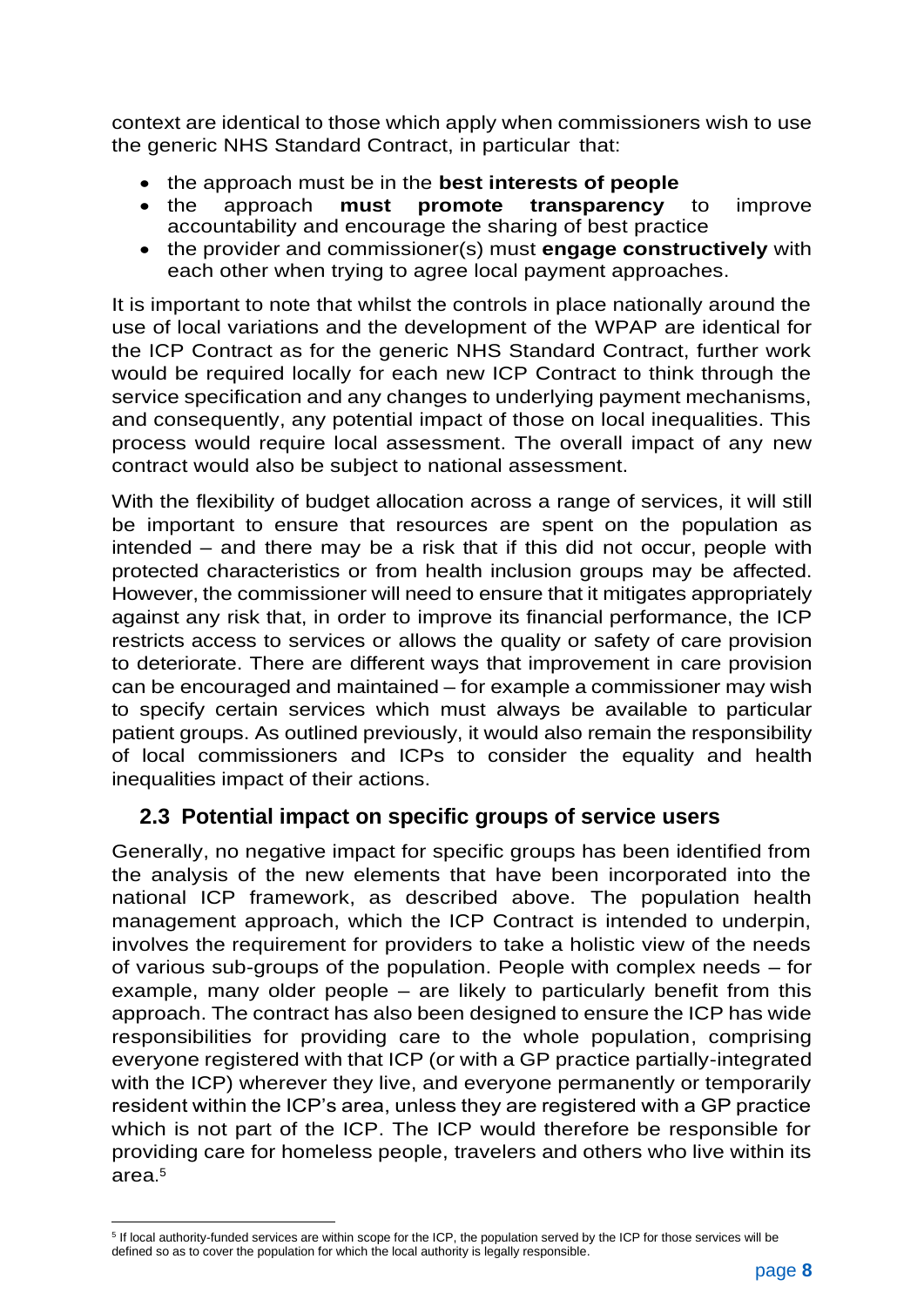context are identical to those which apply when commissioners wish to use the generic NHS Standard Contract, in particular that:

- the approach must be in the **best interests of people**
- the approach **must promote transparency** to improve accountability and encourage the sharing of best practice
- the provider and commissioner(s) must **engage constructively** with each other when trying to agree local payment approaches.

It is important to note that whilst the controls in place nationally around the use of local variations and the development of the WPAP are identical for the ICP Contract as for the generic NHS Standard Contract, further work would be required locally for each new ICP Contract to think through the service specification and any changes to underlying payment mechanisms, and consequently, any potential impact of those on local inequalities. This process would require local assessment. The overall impact of any new contract would also be subject to national assessment.

With the flexibility of budget allocation across a range of services, it will still be important to ensure that resources are spent on the population as intended – and there may be a risk that if this did not occur, people with protected characteristics or from health inclusion groups may be affected. However, the commissioner will need to ensure that it mitigates appropriately against any risk that, in order to improve its financial performance, the ICP restricts access to services or allows the quality or safety of care provision to deteriorate. There are different ways that improvement in care provision can be encouraged and maintained – for example a commissioner may wish to specify certain services which must always be available to particular patient groups. As outlined previously, it would also remain the responsibility of local commissioners and ICPs to consider the equality and health inequalities impact of their actions.

## 2.3 Potential impact on specific groups of service users

Generally, no negative impact for specific groups has been identified from the analysis of the new elements that have been incorporated into the national ICP framework, as described above. The population health management approach, which the ICP Contract is intended to underpin, involves the requirement for providers to take a holistic view of the needs of various sub-groups of the population. People with complex needs – for example, many older people – are likely to particularly benefit from this approach. The contract has also been designed to ensure the ICP has wide responsibilities for providing care to the whole population, comprising everyone registered with that ICP (or with a GP practice partially-integrated with the ICP) wherever they live, and everyone permanently or temporarily resident within the ICP's area, unless they are registered with a GP practice which is not part of the ICP. The ICP would therefore be responsible for providing care for homeless people, travelers and others who live within its area.[5]

[5] If local authority-funded services are within scope for the ICP, the population served by the ICP for those services will be defined so as to cover the population for which the local authority is legally responsible.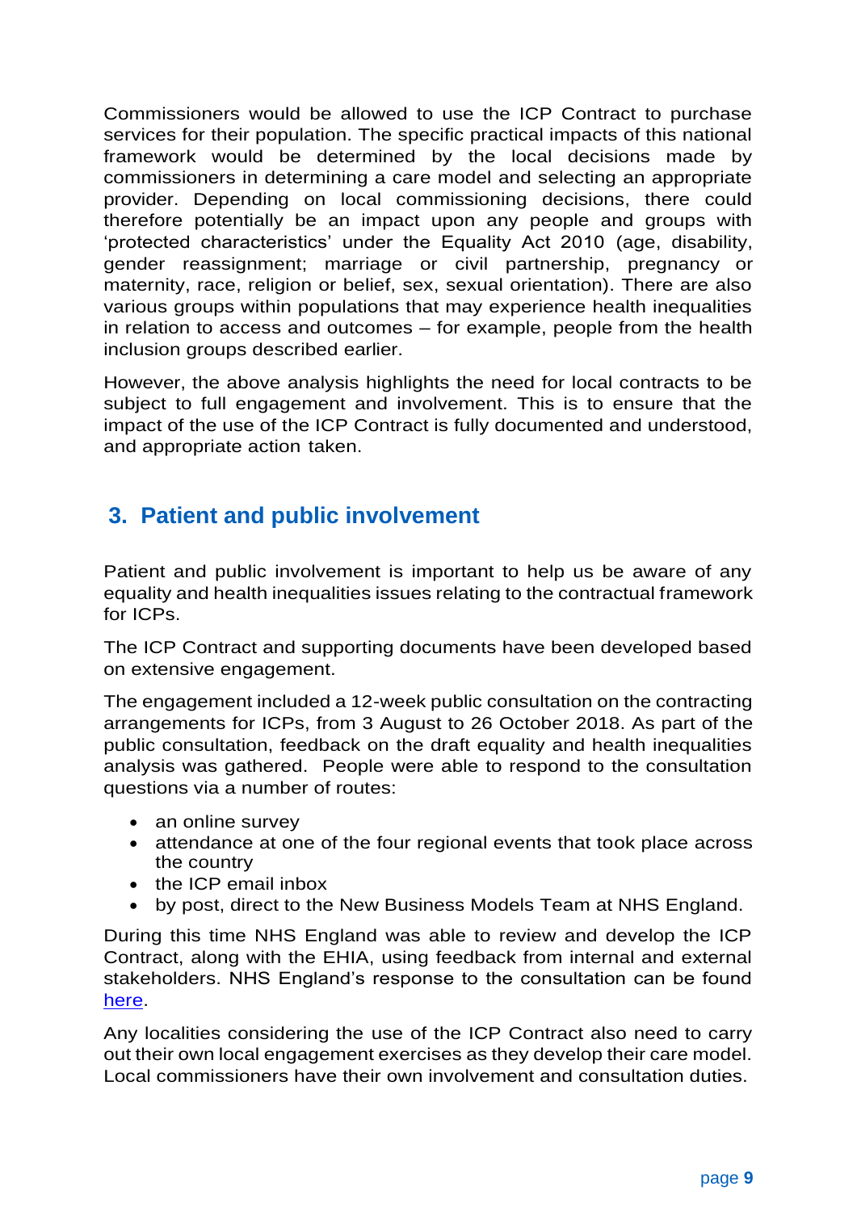Commissioners would be allowed to use the ICP Contract to purchase services for their population. The specific practical impacts of this national framework would be determined by the local decisions made by commissioners in determining a care model and selecting an appropriate provider. Depending on local commissioning decisions, there could therefore potentially be an impact upon any people and groups with 'protected characteristics' under the Equality Act 2010 (age, disability, gender reassignment; marriage or civil partnership, pregnancy or maternity, race, religion or belief, sex, sexual orientation). There are also various groups within populations that may experience health inequalities in relation to access and outcomes – for example, people from the health inclusion groups described earlier.

However, the above analysis highlights the need for local contracts to be subject to full engagement and involvement. This is to ensure that the impact of the use of the ICP Contract is fully documented and understood, and appropriate action taken.

## 3. Patient and public involvement

Patient and public involvement is important to help us be aware of any equality and health inequalities issues relating to the contractual framework for ICPs.

The ICP Contract and supporting documents have been developed based on extensive engagement.

The engagement included a 12-week public consultation on the contracting arrangements for ICPs, from 3 August to 26 October 2018. As part of the public consultation, feedback on the draft equality and health inequalities analysis was gathered. People were able to respond to the consultation questions via a number of routes:

- an online survey
- attendance at one of the four regional events that took place across the country
- the ICP email inbox
- by post, direct to the New Business Models Team at NHS England.

During this time NHS England was able to review and develop the ICP Contract, along with the EHIA, using feedback from internal and external stakeholders. NHS England's response to the consultation can be found here.

Any localities considering the use of the ICP Contract also need to carry out their own local engagement exercises as they develop their care model. Local commissioners have their own involvement and consultation duties.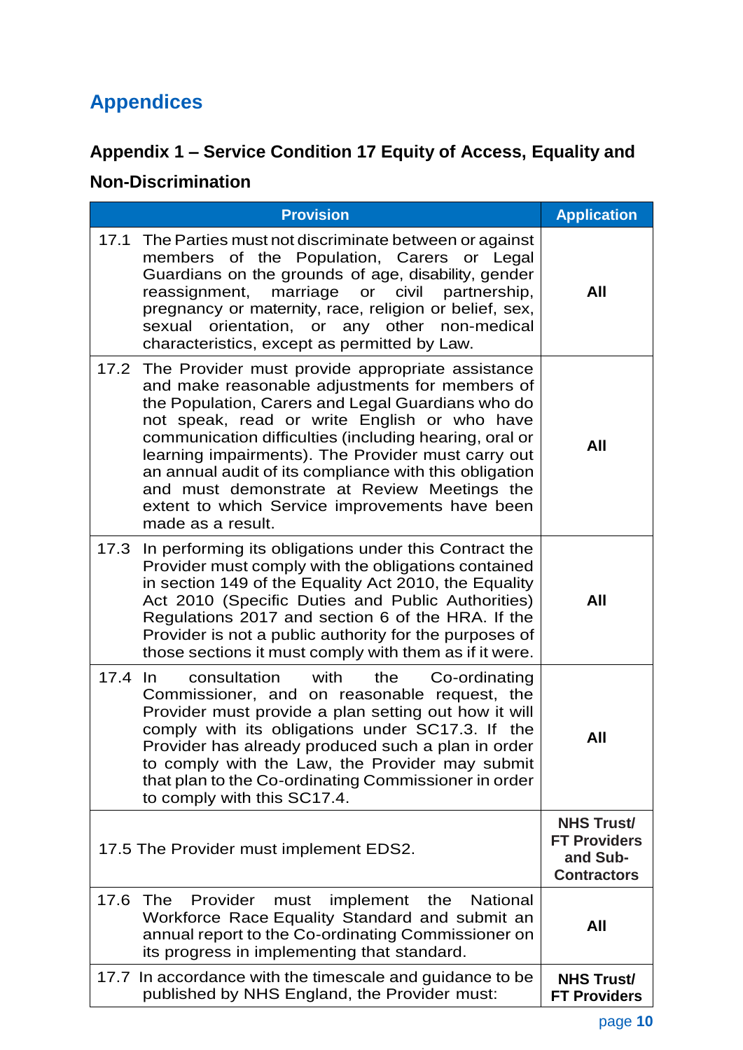# Appendices

## Appendix 1 – Service Condition 17 Equity of Access, Equality and Non-Discrimination

| Provision | Application |
|---|---|
| 17.1 The Parties must not discriminate between or against members of the Population, Carers or Legal Guardians on the grounds of age, disability, gender reassignment, marriage or civil partnership, pregnancy or maternity, race, religion or belief, sex, sexual orientation, or any other non-medical characteristics, except as permitted by Law. | **All** |
| 17.2 The Provider must provide appropriate assistance and make reasonable adjustments for members of the Population, Carers and Legal Guardians who do not speak, read or write English or who have communication difficulties (including hearing, oral or learning impairments). The Provider must carry out an annual audit of its compliance with this obligation and must demonstrate at Review Meetings the extent to which Service improvements have been made as a result. | **All** |
| 17.3 In performing its obligations under this Contract the Provider must comply with the obligations contained in section 149 of the Equality Act 2010, the Equality Act 2010 (Specific Duties and Public Authorities) Regulations 2017 and section 6 of the HRA. If the Provider is not a public authority for the purposes of those sections it must comply with them as if it were. | **All** |
| 17.4 In consultation with the Co-ordinating Commissioner, and on reasonable request, the Provider must provide a plan setting out how it will comply with its obligations under SC17.3. If the Provider has already produced such a plan in order to comply with the Law, the Provider may submit that plan to the Co-ordinating Commissioner in order to comply with this SC17.4. | **All** |
| 17.5 The Provider must implement EDS2. | **NHS Trust/ FT Providers and Sub-Contractors** |
| 17.6 The Provider must implement the National Workforce Race Equality Standard and submit an annual report to the Co-ordinating Commissioner on its progress in implementing that standard. | **All** |
| 17.7 In accordance with the timescale and guidance to be published by NHS England, the Provider must: | **NHS Trust/ FT Providers** |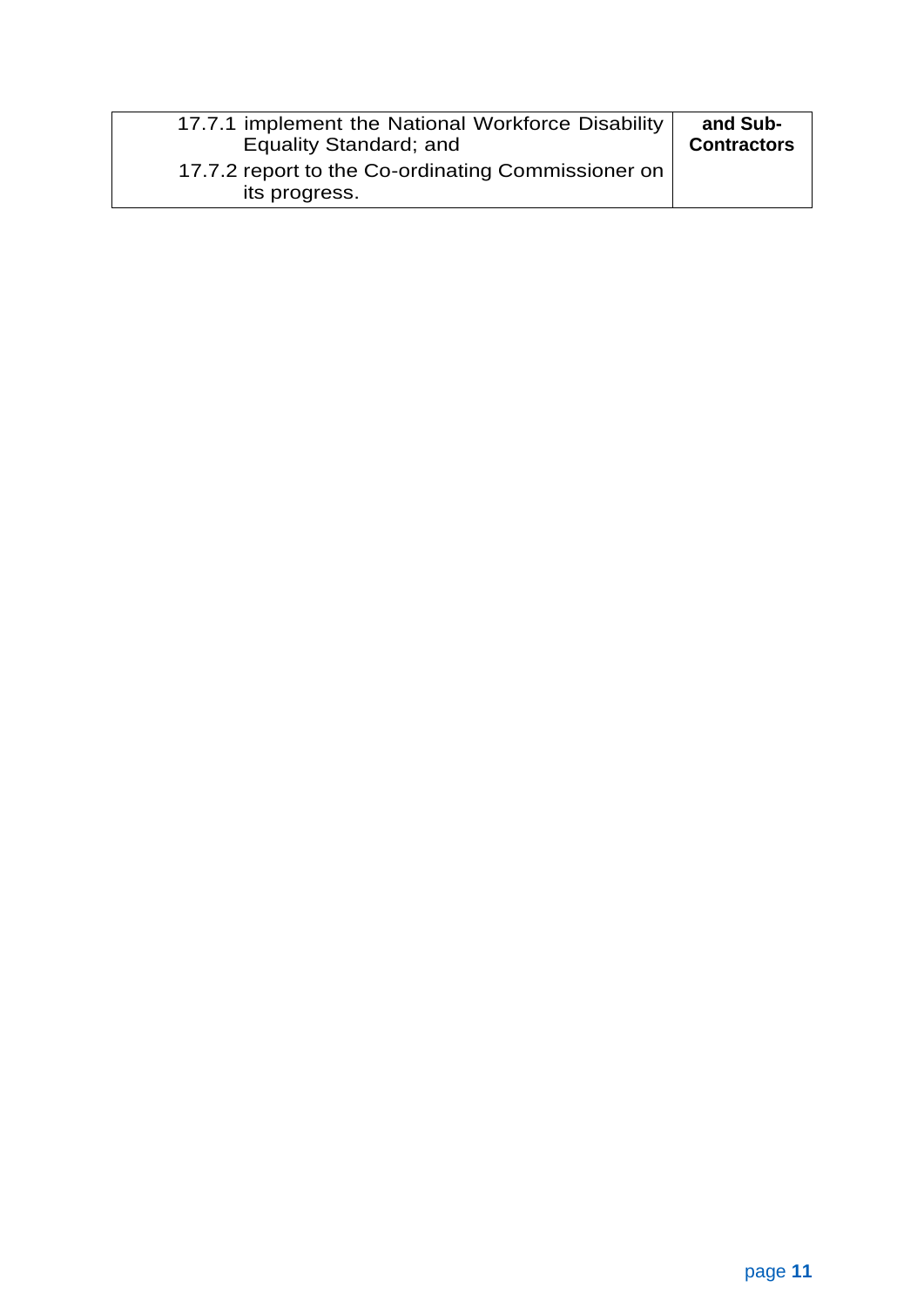| | |
|---|---|
| 17.7.1 implement the National Workforce Disability Equality Standard; and<br>17.7.2 report to the Co-ordinating Commissioner on its progress. | **and Sub-Contractors** |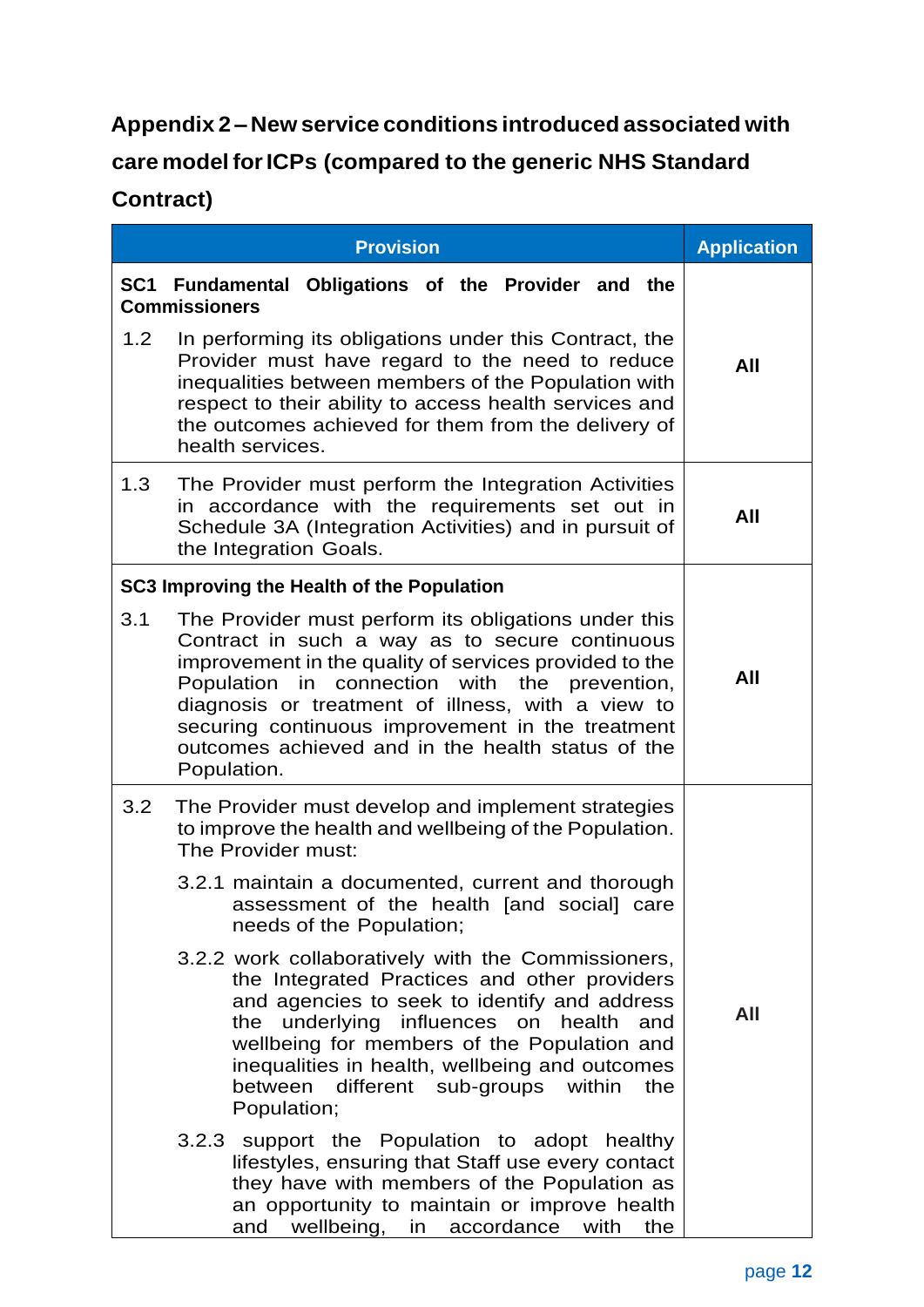## Appendix 2 – New service conditions introduced associated with care model for ICPs (compared to the generic NHS Standard Contract)

| Provision | Application |
|---|---|
| **SC1 Fundamental Obligations of the Provider and the Commissioners** | |
| 1.2 In performing its obligations under this Contract, the Provider must have regard to the need to reduce inequalities between members of the Population with respect to their ability to access health services and the outcomes achieved for them from the delivery of health services. | **All** |
| 1.3 The Provider must perform the Integration Activities in accordance with the requirements set out in Schedule 3A (Integration Activities) and in pursuit of the Integration Goals. | **All** |
| **SC3 Improving the Health of the Population** | |
| 3.1 The Provider must perform its obligations under this Contract in such a way as to secure continuous improvement in the quality of services provided to the Population in connection with the prevention, diagnosis or treatment of illness, with a view to securing continuous improvement in the treatment outcomes achieved and in the health status of the Population. | **All** |
| 3.2 The Provider must develop and implement strategies to improve the health and wellbeing of the Population. The Provider must:<br><br>3.2.1 maintain a documented, current and thorough assessment of the health [and social] care needs of the Population;<br><br>3.2.2 work collaboratively with the Commissioners, the Integrated Practices and other providers and agencies to seek to identify and address the underlying influences on health and wellbeing for members of the Population and inequalities in health, wellbeing and outcomes between different sub-groups within the Population;<br><br>3.2.3 support the Population to adopt healthy lifestyles, ensuring that Staff use every contact they have with members of the Population as an opportunity to maintain or improve health and wellbeing, in accordance with the | **All** |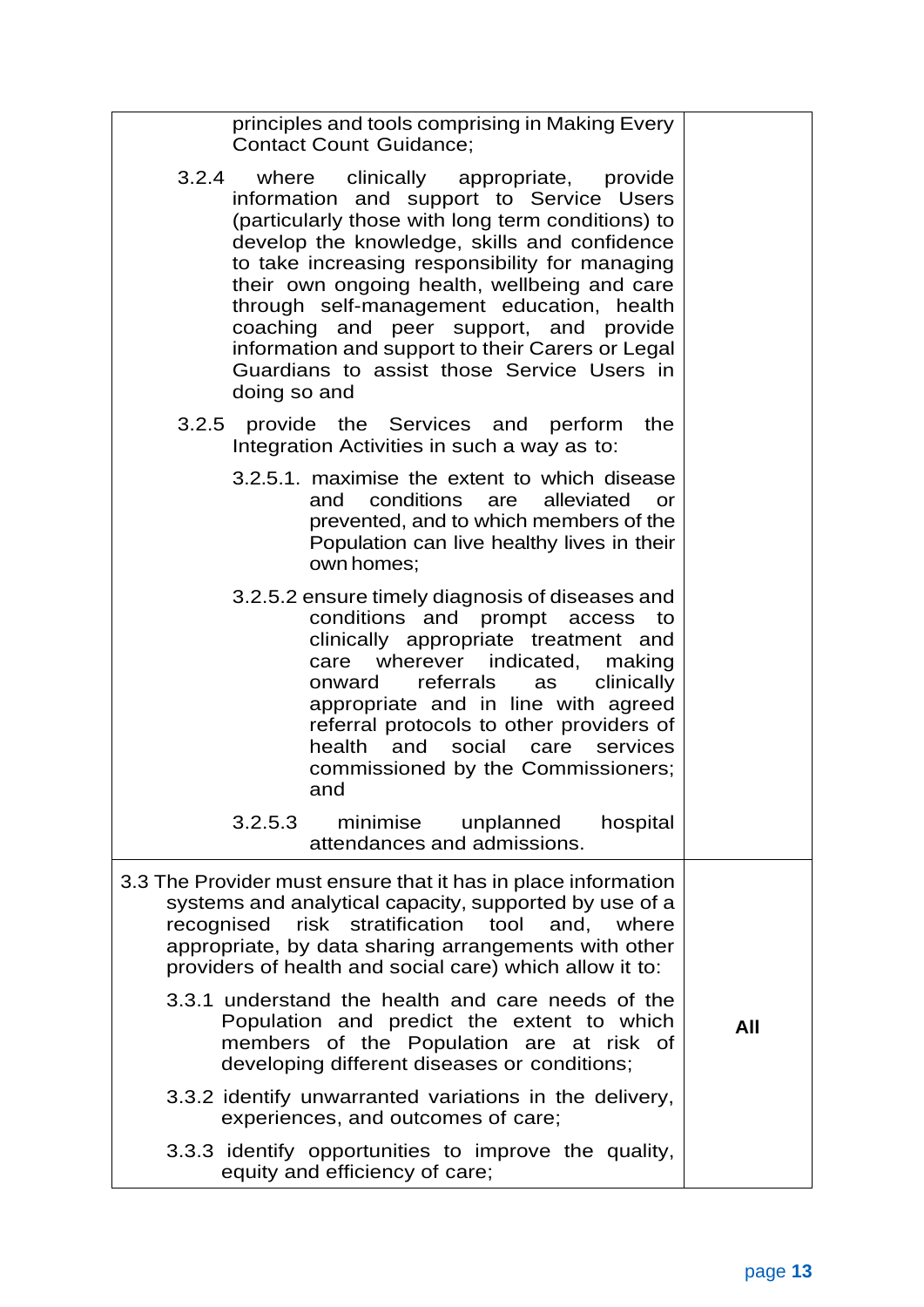| | |
|---|---|
| principles and tools comprising in Making Every Contact Count Guidance;<br><br>3.2.4 where clinically appropriate, provide information and support to Service Users (particularly those with long term conditions) to develop the knowledge, skills and confidence to take increasing responsibility for managing their own ongoing health, wellbeing and care through self-management education, health coaching and peer support, and provide information and support to their Carers or Legal Guardians to assist those Service Users in doing so and<br><br>3.2.5 provide the Services and perform the Integration Activities in such a way as to:<br><br>3.2.5.1. maximise the extent to which disease and conditions are alleviated or prevented, and to which members of the Population can live healthy lives in their own homes;<br><br>3.2.5.2 ensure timely diagnosis of diseases and conditions and prompt access to clinically appropriate treatment and care wherever indicated, making onward referrals as clinically appropriate and in line with agreed referral protocols to other providers of health and social care services commissioned by the Commissioners; and<br><br>3.2.5.3 minimise unplanned hospital attendances and admissions. | |
| 3.3 The Provider must ensure that it has in place information systems and analytical capacity, supported by use of a recognised risk stratification tool and, where appropriate, by data sharing arrangements with other providers of health and social care) which allow it to:<br><br>3.3.1 understand the health and care needs of the Population and predict the extent to which members of the Population are at risk of developing different diseases or conditions;<br><br>3.3.2 identify unwarranted variations in the delivery, experiences, and outcomes of care;<br><br>3.3.3 identify opportunities to improve the quality, equity and efficiency of care; | **All** |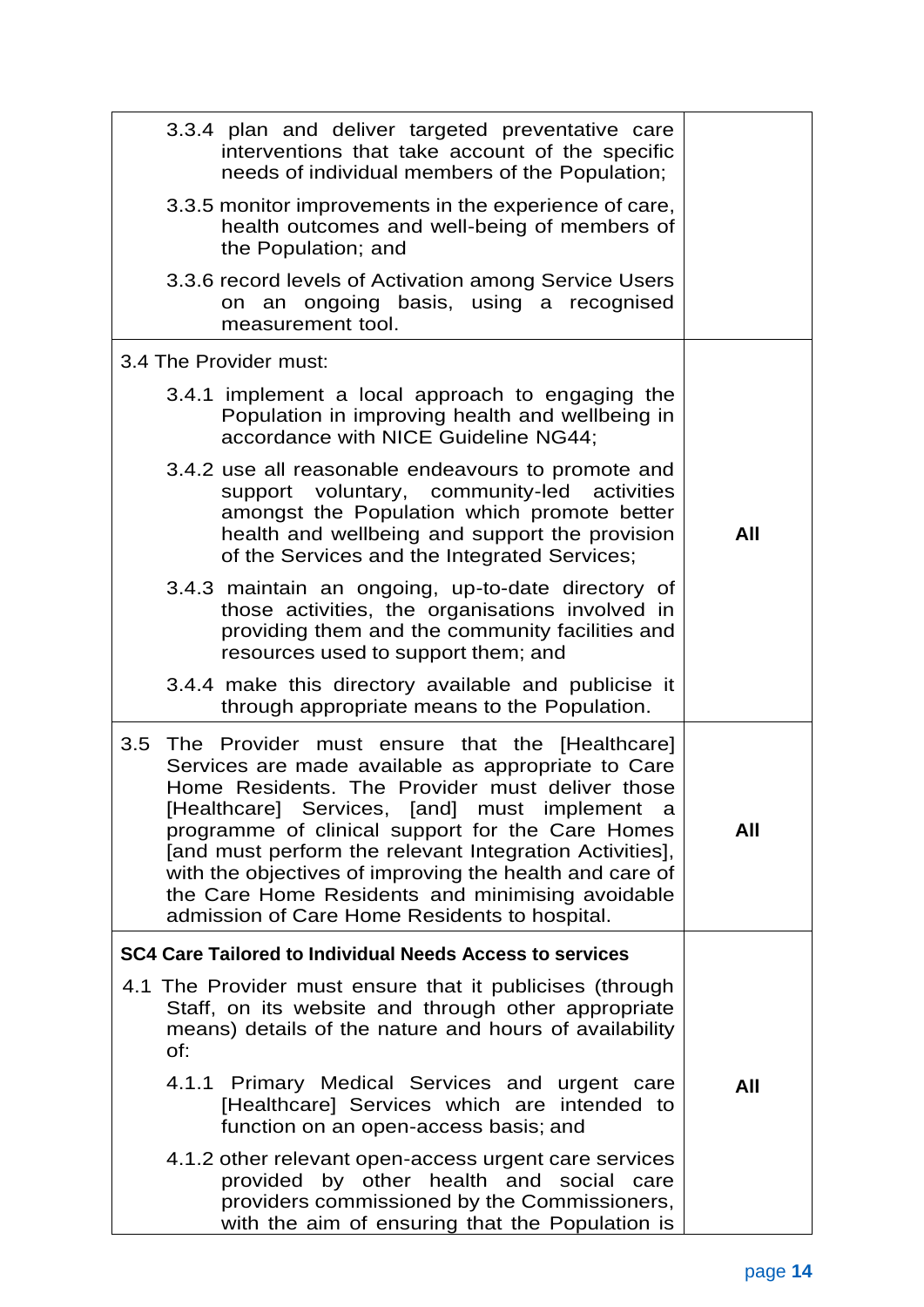| | |
|---|---|
| 3.3.4 plan and deliver targeted preventative care interventions that take account of the specific needs of individual members of the Population;<br><br>3.3.5 monitor improvements in the experience of care, health outcomes and well-being of members of the Population; and<br><br>3.3.6 record levels of Activation among Service Users on an ongoing basis, using a recognised measurement tool. | |
| 3.4 The Provider must:<br><br>3.4.1 implement a local approach to engaging the Population in improving health and wellbeing in accordance with NICE Guideline NG44;<br><br>3.4.2 use all reasonable endeavours to promote and support voluntary, community-led activities amongst the Population which promote better health and wellbeing and support the provision of the Services and the Integrated Services;<br><br>3.4.3 maintain an ongoing, up-to-date directory of those activities, the organisations involved in providing them and the community facilities and resources used to support them; and<br><br>3.4.4 make this directory available and publicise it through appropriate means to the Population. | **All** |
| 3.5 The Provider must ensure that the [Healthcare] Services are made available as appropriate to Care Home Residents. The Provider must deliver those [Healthcare] Services, [and] must implement a programme of clinical support for the Care Homes [and must perform the relevant Integration Activities], with the objectives of improving the health and care of the Care Home Residents and minimising avoidable admission of Care Home Residents to hospital. | **All** |
| **SC4 Care Tailored to Individual Needs Access to services**<br><br>4.1 The Provider must ensure that it publicises (through Staff, on its website and through other appropriate means) details of the nature and hours of availability of:<br><br>4.1.1 Primary Medical Services and urgent care [Healthcare] Services which are intended to function on an open-access basis; and<br><br>4.1.2 other relevant open-access urgent care services provided by other health and social care providers commissioned by the Commissioners, with the aim of ensuring that the Population is | **All** |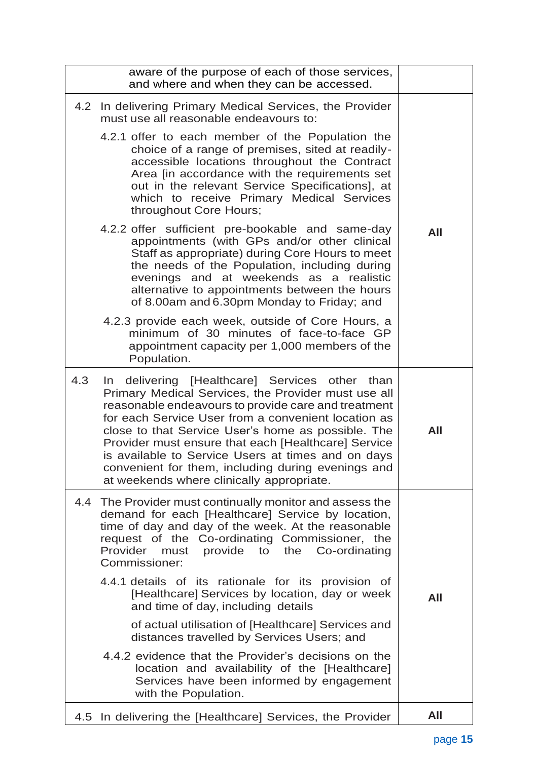| | |
|---|---|
| aware of the purpose of each of those services, and where and when they can be accessed. | |
| 4.2 In delivering Primary Medical Services, the Provider must use all reasonable endeavours to:<br><br>4.2.1 offer to each member of the Population the choice of a range of premises, sited at readily-accessible locations throughout the Contract Area [in accordance with the requirements set out in the relevant Service Specifications], at which to receive Primary Medical Services throughout Core Hours;<br><br>4.2.2 offer sufficient pre-bookable and same-day appointments (with GPs and/or other clinical Staff as appropriate) during Core Hours to meet the needs of the Population, including during evenings and at weekends as a realistic alternative to appointments between the hours of 8.00am and 6.30pm Monday to Friday; and<br><br>4.2.3 provide each week, outside of Core Hours, a minimum of 30 minutes of face-to-face GP appointment capacity per 1,000 members of the Population. | **All** |
| 4.3 In delivering [Healthcare] Services other than Primary Medical Services, the Provider must use all reasonable endeavours to provide care and treatment for each Service User from a convenient location as close to that Service User's home as possible. The Provider must ensure that each [Healthcare] Service is available to Service Users at times and on days convenient for them, including during evenings and at weekends where clinically appropriate. | **All** |
| 4.4 The Provider must continually monitor and assess the demand for each [Healthcare] Service by location, time of day and day of the week. At the reasonable request of the Co-ordinating Commissioner, the Provider must provide to the Co-ordinating Commissioner:<br><br>4.4.1 details of its rationale for its provision of [Healthcare] Services by location, day or week and time of day, including details<br><br>of actual utilisation of [Healthcare] Services and distances travelled by Services Users; and<br><br>4.4.2 evidence that the Provider's decisions on the location and availability of the [Healthcare] Services have been informed by engagement with the Population. | **All** |
| 4.5 In delivering the [Healthcare] Services, the Provider | **All** |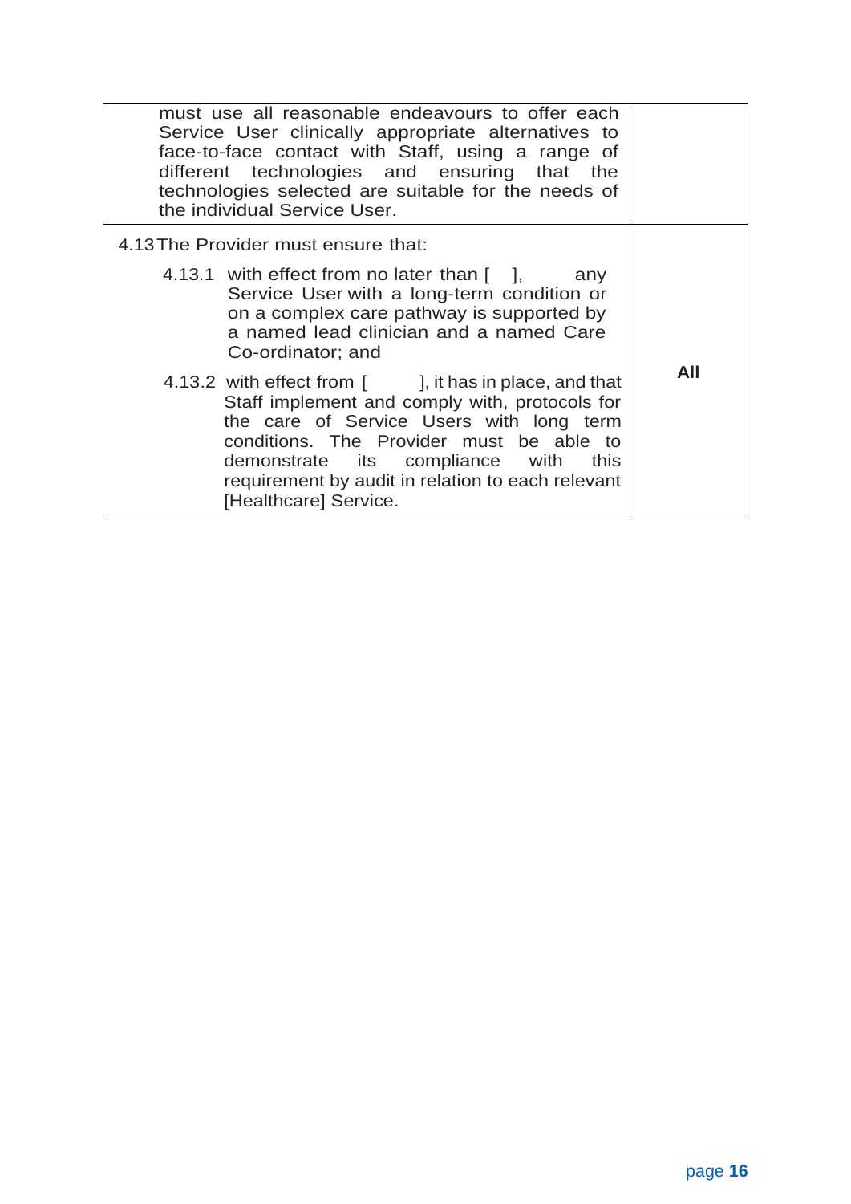| | |
|---|---|
| must use all reasonable endeavours to offer each Service User clinically appropriate alternatives to face-to-face contact with Staff, using a range of different technologies and ensuring that the technologies selected are suitable for the needs of the individual Service User. | |
| 4.13 The Provider must ensure that:<br><br>4.13.1 with effect from no later than [ ], any Service User with a long-term condition or on a complex care pathway is supported by a named lead clinician and a named Care Co-ordinator; and<br><br>4.13.2 with effect from [ ], it has in place, and that Staff implement and comply with, protocols for the care of Service Users with long term conditions. The Provider must be able to demonstrate its compliance with this requirement by audit in relation to each relevant [Healthcare] Service. | **All** |